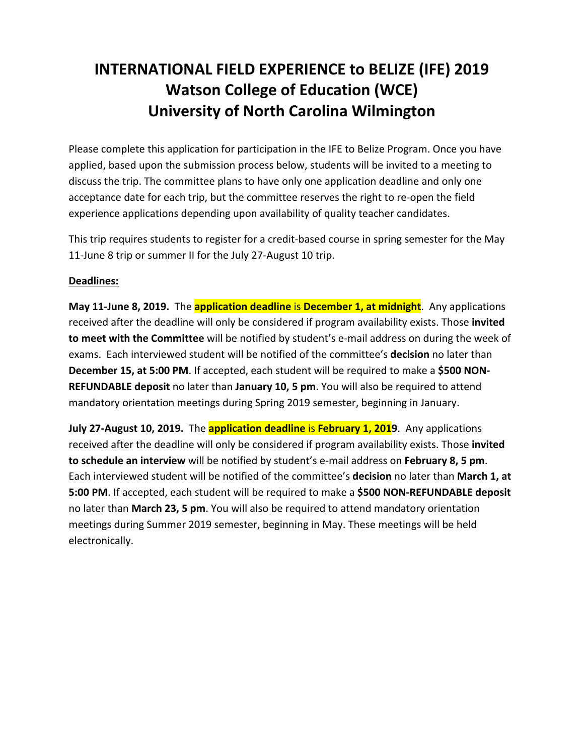# INTERNATIONAL FIELD EXPERIENCE to BELIZE (IFE) 2019
# Watson College of Education (WCE)
# University of North Carolina Wilmington

Please complete this application for participation in the IFE to Belize Program. Once you have applied, based upon the submission process below, students will be invited to a meeting to discuss the trip. The committee plans to have only one application deadline and only one acceptance date for each trip, but the committee reserves the right to re-open the field experience applications depending upon availability of quality teacher candidates.

This trip requires students to register for a credit-based course in spring semester for the May 11-June 8 trip or summer II for the July 27-August 10 trip.

__Deadlines:__

**May 11-June 8, 2019.** The **application deadline** is **December 1, at midnight**. Any applications received after the deadline will only be considered if program availability exists. Those **invited to meet with the Committee** will be notified by student's e-mail address on during the week of exams. Each interviewed student will be notified of the committee's **decision** no later than **December 15, at 5:00 PM**. If accepted, each student will be required to make a **$500 NON-REFUNDABLE deposit** no later than **January 10, 5 pm**. You will also be required to attend mandatory orientation meetings during Spring 2019 semester, beginning in January.

**July 27-August 10, 2019.** The **application deadline** is **February 1, 2019**. Any applications received after the deadline will only be considered if program availability exists. Those **invited to schedule an interview** will be notified by student's e-mail address on **February 8, 5 pm**. Each interviewed student will be notified of the committee's **decision** no later than **March 1, at 5:00 PM**. If accepted, each student will be required to make a **$500 NON-REFUNDABLE deposit** no later than **March 23, 5 pm**. You will also be required to attend mandatory orientation meetings during Summer 2019 semester, beginning in May. These meetings will be held electronically.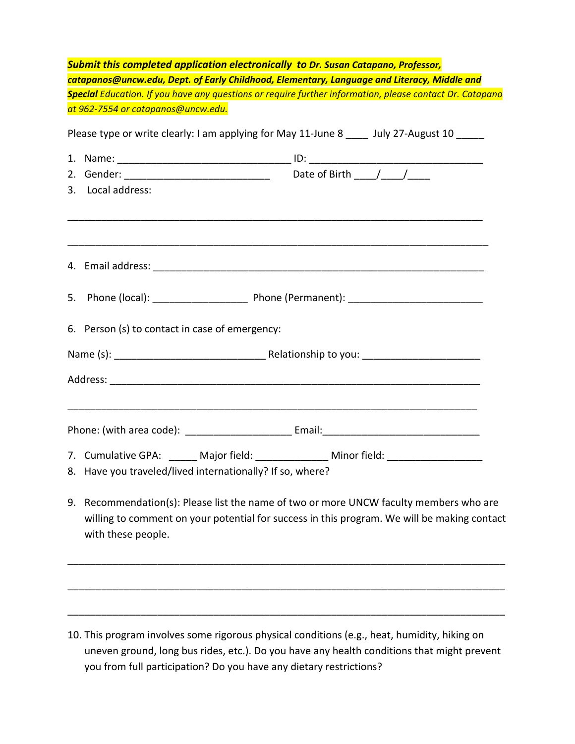***Submit this completed application electronically to Dr. Susan Catapano, Professor, catapanos@uncw.edu, Dept. of Early Childhood, Elementary, Language and Literacy, Middle and Special*** *Education. If you have any questions or require further information, please contact Dr. Catapano at 962-7554 or catapanos@uncw.edu.*

Please type or write clearly: I am applying for May 11-June 8 ____ July 27-August 10 _____

1. Name: ______________________________ ID: ______________________________
2. Gender: _________________________ Date of Birth ____/____/____
3. Local address:

_________________________________________________________________________

_________________________________________________________________________

4. Email address: _________________________________________________________

5. Phone (local): ________________ Phone (Permanent): _______________________

6. Person (s) to contact in case of emergency:

Name (s): _________________________ Relationship to you: ____________________

Address: _________________________________________________________________

_________________________________________________________________________

Phone: (with area code): __________________ Email:___________________________

7. Cumulative GPA: _____ Major field: ____________ Minor field: ________________
8. Have you traveled/lived internationally? If so, where?

9. Recommendation(s): Please list the name of two or more UNCW faculty members who are willing to comment on your potential for success in this program. We will be making contact with these people.

_________________________________________________________________________

_________________________________________________________________________

_________________________________________________________________________

10. This program involves some rigorous physical conditions (e.g., heat, humidity, hiking on uneven ground, long bus rides, etc.). Do you have any health conditions that might prevent you from full participation? Do you have any dietary restrictions?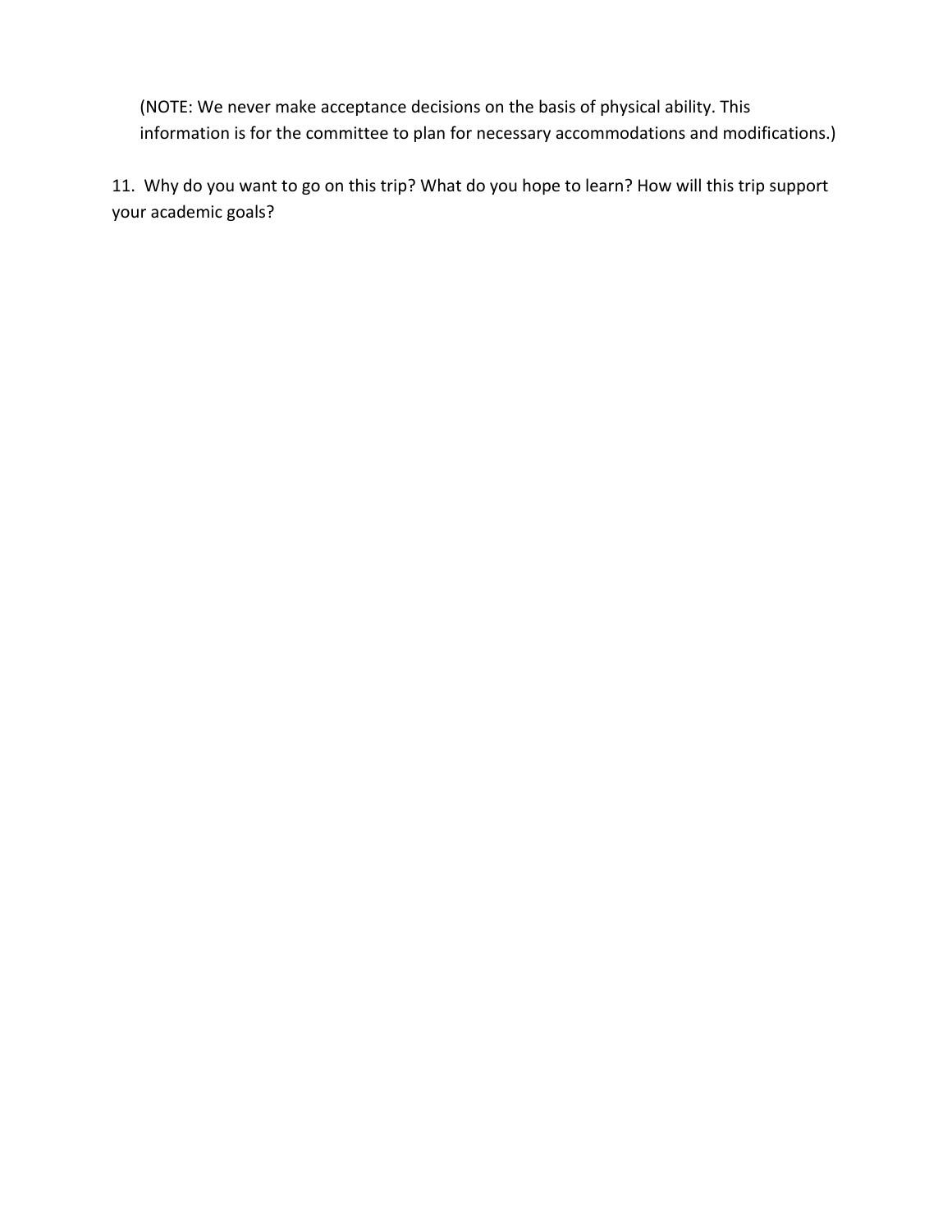(NOTE: We never make acceptance decisions on the basis of physical ability. This information is for the committee to plan for necessary accommodations and modifications.)

11. Why do you want to go on this trip? What do you hope to learn? How will this trip support your academic goals?